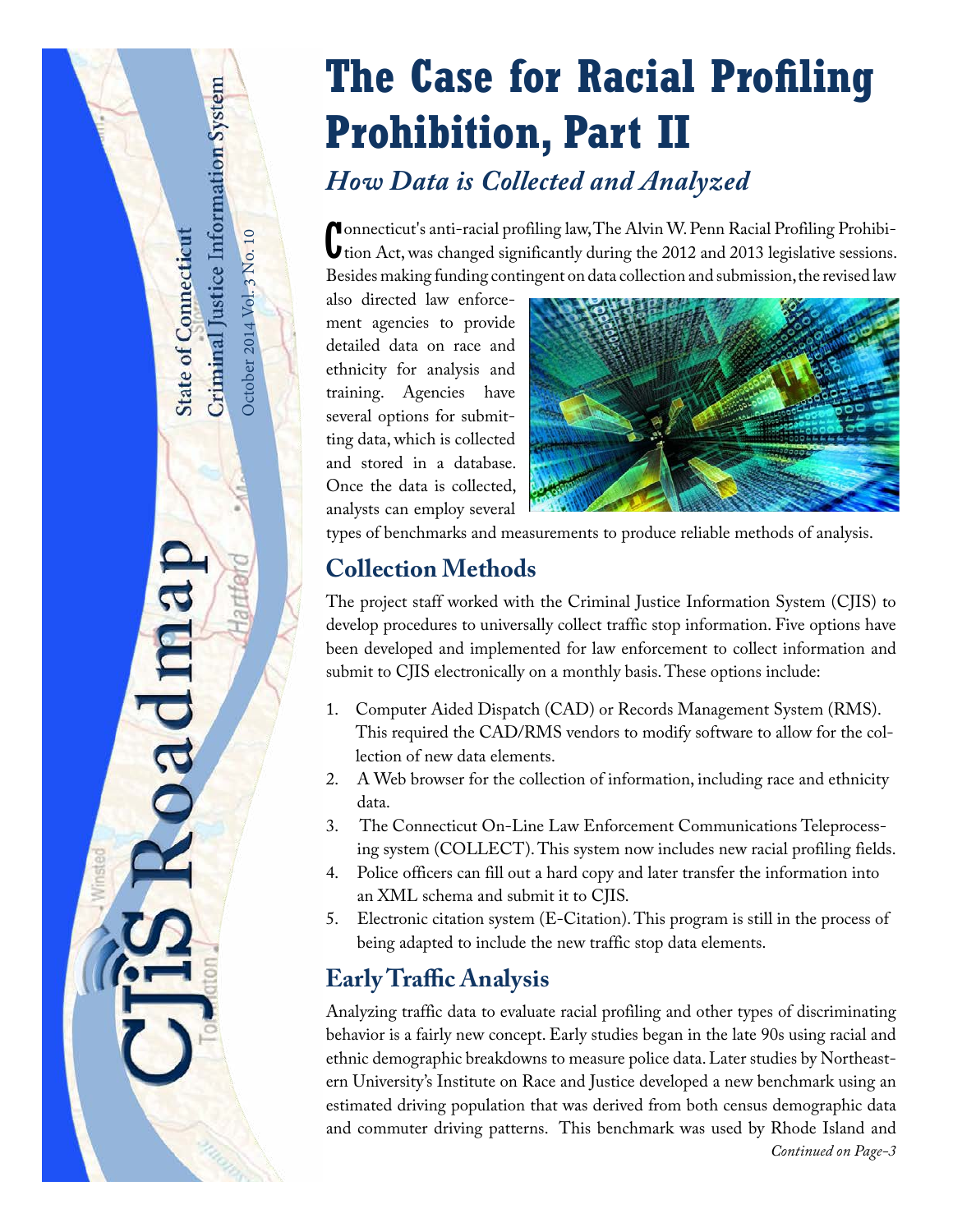# The Case for Racial Profiling Prohibition, Part II

## *How Data is Collected and Analyzed*

Connecticut's anti-racial profiling law, The Alvin W. Penn Racial Profiling Prohibition Act, was changed significantly during the 2012 and 2013 legislative sessions. Besides making funding contingent on data collection and submission, the revised law also directed law enforcement agencies to provide detailed data on race and ethnicity for analysis and training. Agencies have several options for submitting data, which is collected and stored in a database. Once the data is collected, analysts can employ several types of benchmarks and measurements to produce reliable methods of analysis.

## Collection Methods

The project staff worked with the Criminal Justice Information System (CJIS) to develop procedures to universally collect traffic stop information. Five options have been developed and implemented for law enforcement to collect information and submit to CJIS electronically on a monthly basis. These options include:

1. Computer Aided Dispatch (CAD) or Records Management System (RMS). This required the CAD/RMS vendors to modify software to allow for the collection of new data elements.
2. A Web browser for the collection of information, including race and ethnicity data.
3. The Connecticut On-Line Law Enforcement Communications Teleprocessing system (COLLECT). This system now includes new racial profiling fields.
4. Police officers can fill out a hard copy and later transfer the information into an XML schema and submit it to CJIS.
5. Electronic citation system (E-Citation). This program is still in the process of being adapted to include the new traffic stop data elements.

## Early Traffic Analysis

Analyzing traffic data to evaluate racial profiling and other types of discriminating behavior is a fairly new concept. Early studies began in the late 90s using racial and ethnic demographic breakdowns to measure police data. Later studies by Northeastern University's Institute on Race and Justice developed a new benchmark using an estimated driving population that was derived from both census demographic data and commuter driving patterns. This benchmark was used by Rhode Island and

*Continued on Page-3*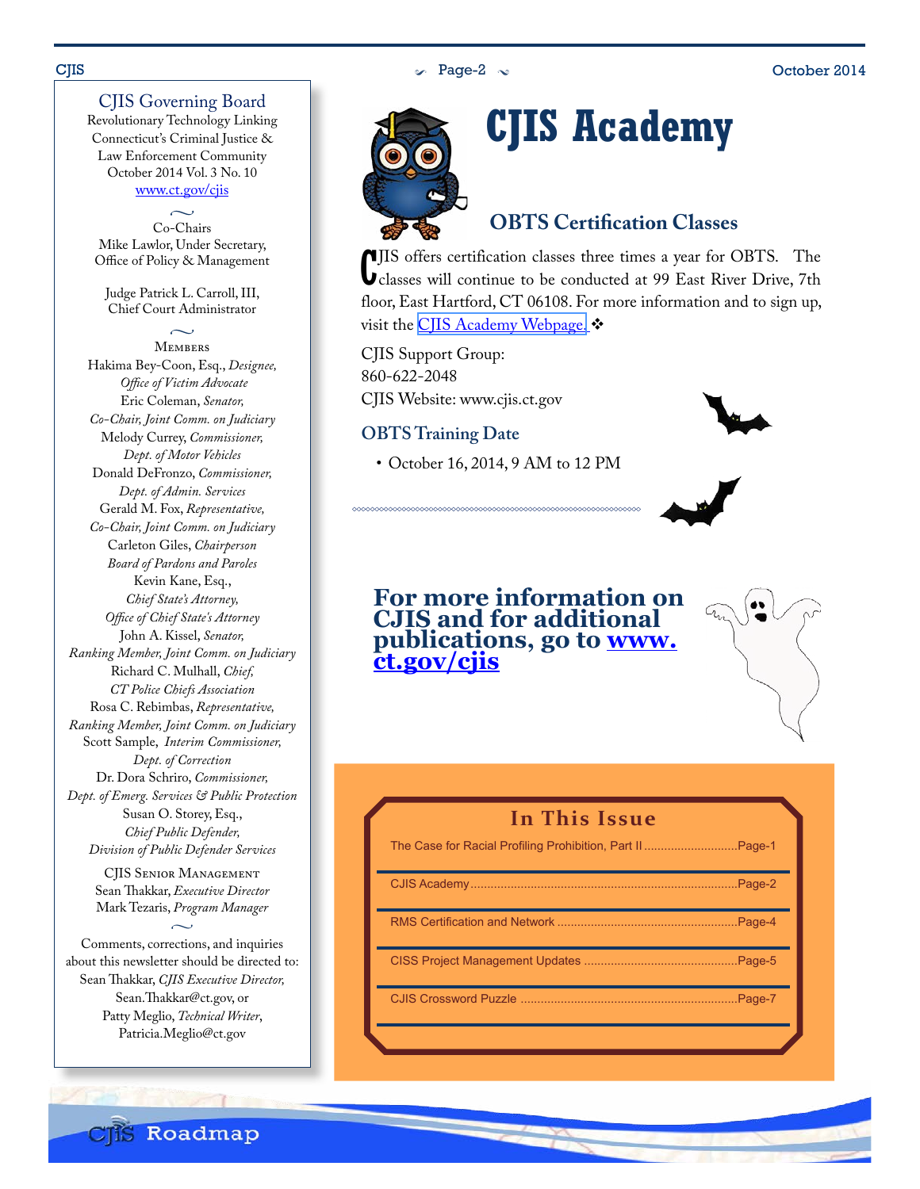## CJIS Governing Board

Revolutionary Technology Linking Connecticut's Criminal Justice & Law Enforcement Community
October 2014 Vol. 3 No. 10
www.ct.gov/cjis

Co-Chairs
Mike Lawlor, Under Secretary, Office of Policy & Management

Judge Patrick L. Carroll, III, Chief Court Administrator

Members
Hakima Bey-Coon, Esq., *Designee, Office of Victim Advocate*
Eric Coleman, *Senator, Co-Chair, Joint Comm. on Judiciary*
Melody Currey, *Commissioner, Dept. of Motor Vehicles*
Donald DeFronzo, *Commissioner, Dept. of Admin. Services*
Gerald M. Fox, *Representative, Co-Chair, Joint Comm. on Judiciary*
Carleton Giles, *Chairperson Board of Pardons and Paroles*
Kevin Kane, Esq., *Chief State's Attorney, Office of Chief State's Attorney*
John A. Kissel, *Senator, Ranking Member, Joint Comm. on Judiciary*
Richard C. Mulhall, *Chief, CT Police Chiefs Association*
Rosa C. Rebimbas, *Representative, Ranking Member, Joint Comm. on Judiciary*
Scott Sample, *Interim Commissioner, Dept. of Correction*
Dr. Dora Schriro, *Commissioner, Dept. of Emerg. Services & Public Protection*
Susan O. Storey, Esq., *Chief Public Defender, Division of Public Defender Services*

CJIS Senior Management
Sean Thakkar, *Executive Director*
Mark Tezaris, *Program Manager*

Comments, corrections, and inquiries about this newsletter should be directed to: Sean Thakkar, *CJIS Executive Director*, Sean.Thakkar@ct.gov, or Patty Meglio, *Technical Writer*, Patricia.Meglio@ct.gov

# CJIS Academy

## OBTS Certification Classes

CJIS offers certification classes three times a year for OBTS. The classes will continue to be conducted at 99 East River Drive, 7th floor, East Hartford, CT 06108. For more information and to sign up, visit the CJIS Academy Webpage. ❖

CJIS Support Group:
860-622-2048
CJIS Website: www.cjis.ct.gov

## OBTS Training Date

- October 16, 2014, 9 AM to 12 PM

**For more information on CJIS and for additional publications, go to www.ct.gov/cjis**

## In This Issue

The Case for Racial Profiling Prohibition, Part II ............Page-1
CJIS Academy ............Page-2
RMS Certification and Network ............Page-4
CISS Project Management Updates ............Page-5
CJIS Crossword Puzzle ............Page-7

CJIS Roadmap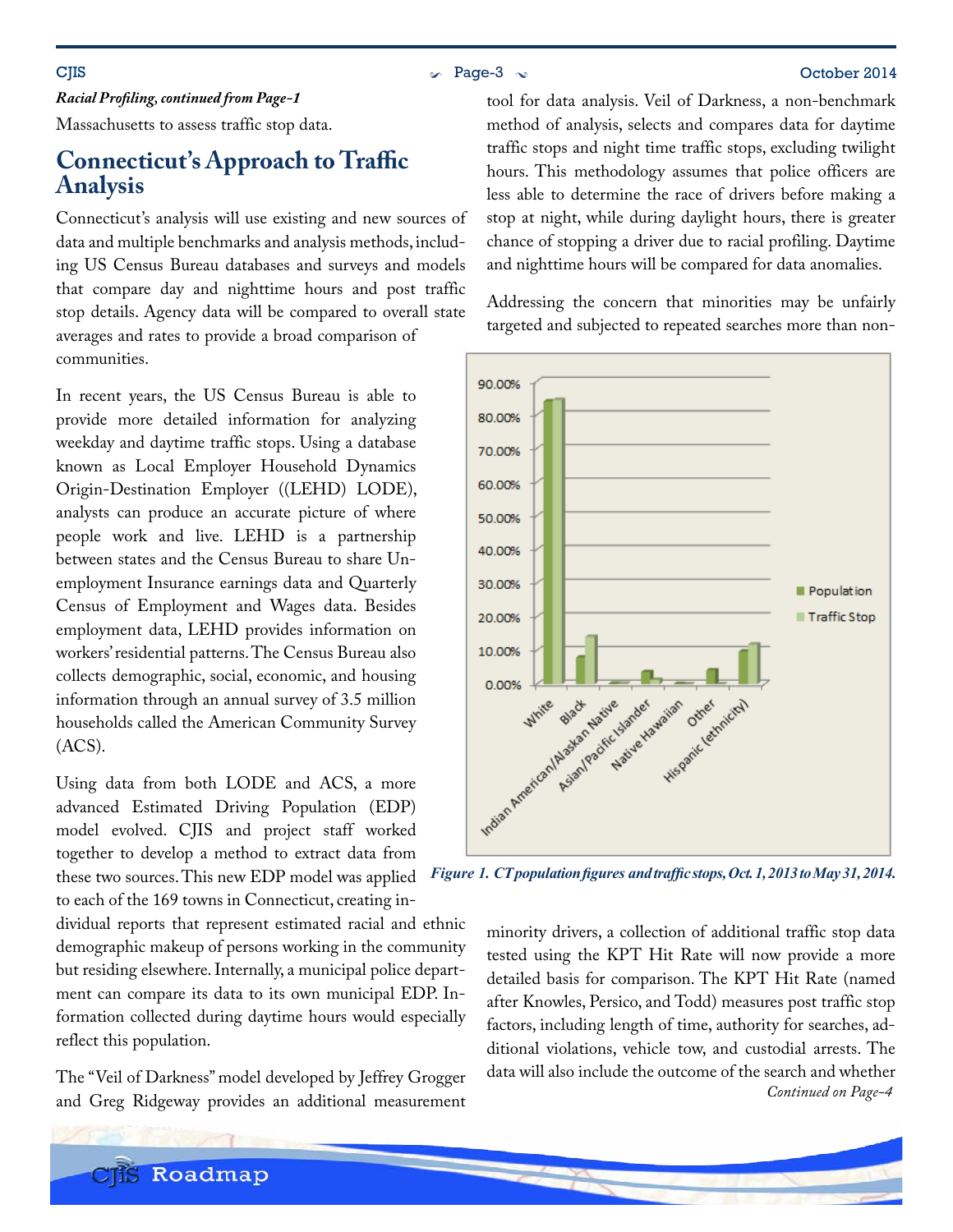*Racial Profiling, continued from Page-1*

Massachusetts to assess traffic stop data.

## Connecticut's Approach to Traffic Analysis

Connecticut's analysis will use existing and new sources of data and multiple benchmarks and analysis methods, including US Census Bureau databases and surveys and models that compare day and nighttime hours and post traffic stop details. Agency data will be compared to overall state averages and rates to provide a broad comparison of communities.

In recent years, the US Census Bureau is able to provide more detailed information for analyzing weekday and daytime traffic stops. Using a database known as Local Employer Household Dynamics Origin-Destination Employer ((LEHD) LODE), analysts can produce an accurate picture of where people work and live. LEHD is a partnership between states and the Census Bureau to share Unemployment Insurance earnings data and Quarterly Census of Employment and Wages data. Besides employment data, LEHD provides information on workers' residential patterns. The Census Bureau also collects demographic, social, economic, and housing information through an annual survey of 3.5 million households called the American Community Survey (ACS).

Using data from both LODE and ACS, a more advanced Estimated Driving Population (EDP) model evolved. CJIS and project staff worked together to develop a method to extract data from these two sources. This new EDP model was applied to each of the 169 towns in Connecticut, creating individual reports that represent estimated racial and ethnic demographic makeup of persons working in the community but residing elsewhere. Internally, a municipal police department can compare its data to its own municipal EDP. Information collected during daytime hours would especially reflect this population.

The "Veil of Darkness" model developed by Jeffrey Grogger and Greg Ridgeway provides an additional measurement tool for data analysis. Veil of Darkness, a non-benchmark method of analysis, selects and compares data for daytime traffic stops and night time traffic stops, excluding twilight hours. This methodology assumes that police officers are less able to determine the race of drivers before making a stop at night, while during daylight hours, there is greater chance of stopping a driver due to racial profiling. Daytime and nighttime hours will be compared for data anomalies.

Addressing the concern that minorities may be unfairly targeted and subjected to repeated searches more than non-minority drivers, a collection of additional traffic stop data tested using the KPT Hit Rate will now provide a more detailed basis for comparison. The KPT Hit Rate (named after Knowles, Persico, and Todd) measures post traffic stop factors, including length of time, authority for searches, additional violations, vehicle tow, and custodial arrests. The data will also include the outcome of the search and whether

*Continued on Page-4*

*Figure 1. CT population figures and traffic stops, Oct. 1, 2013 to May 31, 2014.*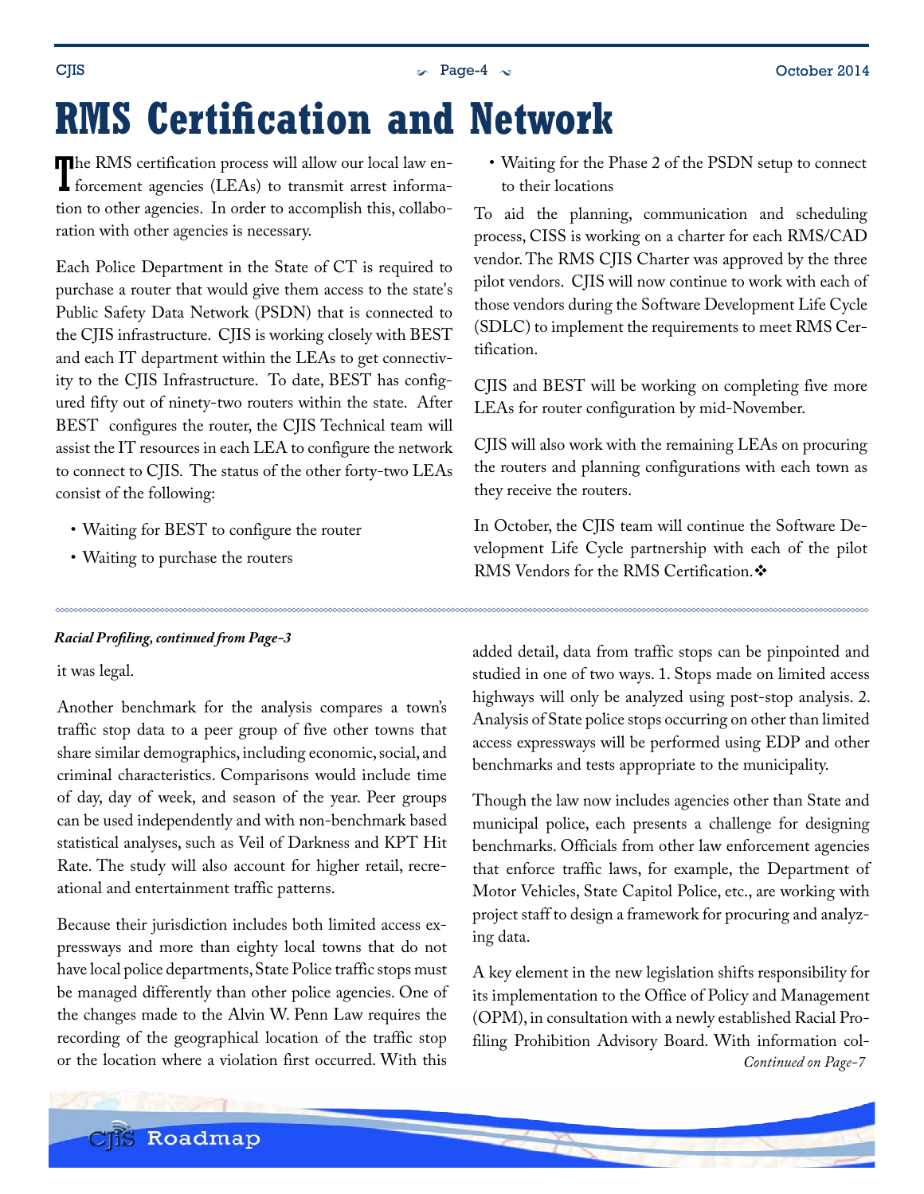# RMS Certification and Network

The RMS certification process will allow our local law enforcement agencies (LEAs) to transmit arrest information to other agencies. In order to accomplish this, collaboration with other agencies is necessary.

Each Police Department in the State of CT is required to purchase a router that would give them access to the state's Public Safety Data Network (PSDN) that is connected to the CJIS infrastructure. CJIS is working closely with BEST and each IT department within the LEAs to get connectivity to the CJIS Infrastructure. To date, BEST has configured fifty out of ninety-two routers within the state. After BEST configures the router, the CJIS Technical team will assist the IT resources in each LEA to configure the network to connect to CJIS. The status of the other forty-two LEAs consist of the following:

- Waiting for BEST to configure the router
- Waiting to purchase the routers
- Waiting for the Phase 2 of the PSDN setup to connect to their locations

To aid the planning, communication and scheduling process, CISS is working on a charter for each RMS/CAD vendor. The RMS CJIS Charter was approved by the three pilot vendors. CJIS will now continue to work with each of those vendors during the Software Development Life Cycle (SDLC) to implement the requirements to meet RMS Certification.

CJIS and BEST will be working on completing five more LEAs for router configuration by mid-November.

CJIS will also work with the remaining LEAs on procuring the routers and planning configurations with each town as they receive the routers.

In October, the CJIS team will continue the Software Development Life Cycle partnership with each of the pilot RMS Vendors for the RMS Certification.❖

***Racial Profiling, continued from Page-3***

it was legal.

Another benchmark for the analysis compares a town's traffic stop data to a peer group of five other towns that share similar demographics, including economic, social, and criminal characteristics. Comparisons would include time of day, day of week, and season of the year. Peer groups can be used independently and with non-benchmark based statistical analyses, such as Veil of Darkness and KPT Hit Rate. The study will also account for higher retail, recreational and entertainment traffic patterns.

Because their jurisdiction includes both limited access expressways and more than eighty local towns that do not have local police departments, State Police traffic stops must be managed differently than other police agencies. One of the changes made to the Alvin W. Penn Law requires the recording of the geographical location of the traffic stop or the location where a violation first occurred. With this added detail, data from traffic stops can be pinpointed and studied in one of two ways. 1. Stops made on limited access highways will only be analyzed using post-stop analysis. 2. Analysis of State police stops occurring on other than limited access expressways will be performed using EDP and other benchmarks and tests appropriate to the municipality.

Though the law now includes agencies other than State and municipal police, each presents a challenge for designing benchmarks. Officials from other law enforcement agencies that enforce traffic laws, for example, the Department of Motor Vehicles, State Capitol Police, etc., are working with project staff to design a framework for procuring and analyzing data.

A key element in the new legislation shifts responsibility for its implementation to the Office of Policy and Management (OPM), in consultation with a newly established Racial Profiling Prohibition Advisory Board. With information col-

*Continued on Page-7*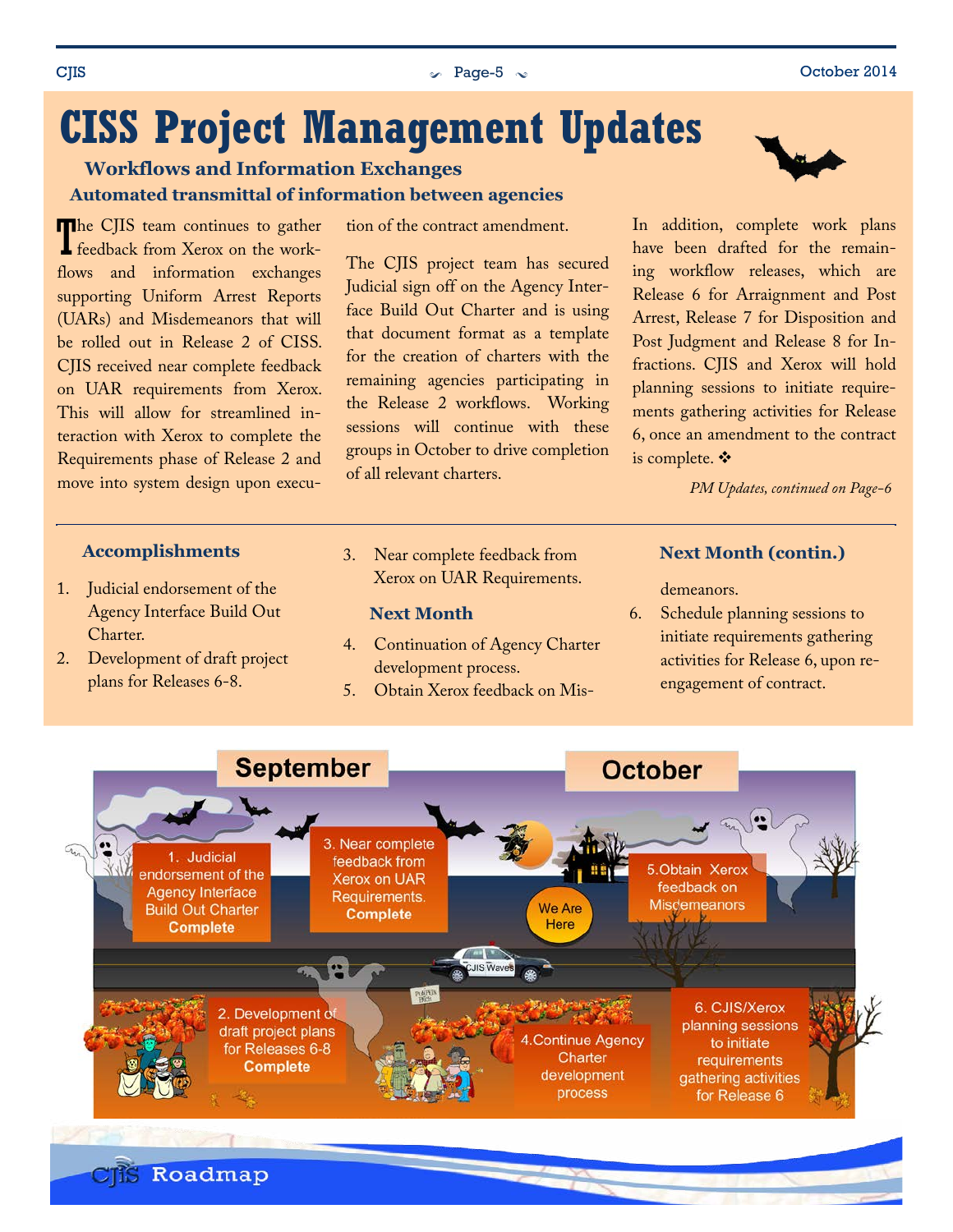# CISS Project Management Updates

### Workflows and Information Exchanges

### Automated transmittal of information between agencies

The CJIS team continues to gather feedback from Xerox on the workflows and information exchanges supporting Uniform Arrest Reports (UARs) and Misdemeanors that will be rolled out in Release 2 of CISS. CJIS received near complete feedback on UAR requirements from Xerox. This will allow for streamlined interaction with Xerox to complete the Requirements phase of Release 2 and move into system design upon execution of the contract amendment.

The CJIS project team has secured Judicial sign off on the Agency Interface Build Out Charter and is using that document format as a template for the creation of charters with the remaining agencies participating in the Release 2 workflows. Working sessions will continue with these groups in October to drive completion of all relevant charters.

In addition, complete work plans have been drafted for the remaining workflow releases, which are Release 6 for Arraignment and Post Arrest, Release 7 for Disposition and Post Judgment and Release 8 for Infractions. CJIS and Xerox will hold planning sessions to initiate requirements gathering activities for Release 6, once an amendment to the contract is complete. ❖

*PM Updates, continued on Page-6*

---

### Accomplishments

1. Judicial endorsement of the Agency Interface Build Out Charter.
2. Development of draft project plans for Releases 6-8.
3. Near complete feedback from Xerox on UAR Requirements.

### Next Month

4. Continuation of Agency Charter development process.
5. Obtain Xerox feedback on Misdemeanors.
6. Schedule planning sessions to initiate requirements gathering activities for Release 6, upon re-engagement of contract.

---

**September**

1. Judicial endorsement of the Agency Interface Build Out Charter **Complete**

2. Development of draft project plans for Releases 6-8 **Complete**

3. Near complete feedback from Xerox on UAR Requirements. **Complete**

We Are Here

**October**

4. Continue Agency Charter development process

5. Obtain Xerox feedback on Misdemeanors

6. CJIS/Xerox planning sessions to initiate requirements gathering activities for Release 6

CJIS Roadmap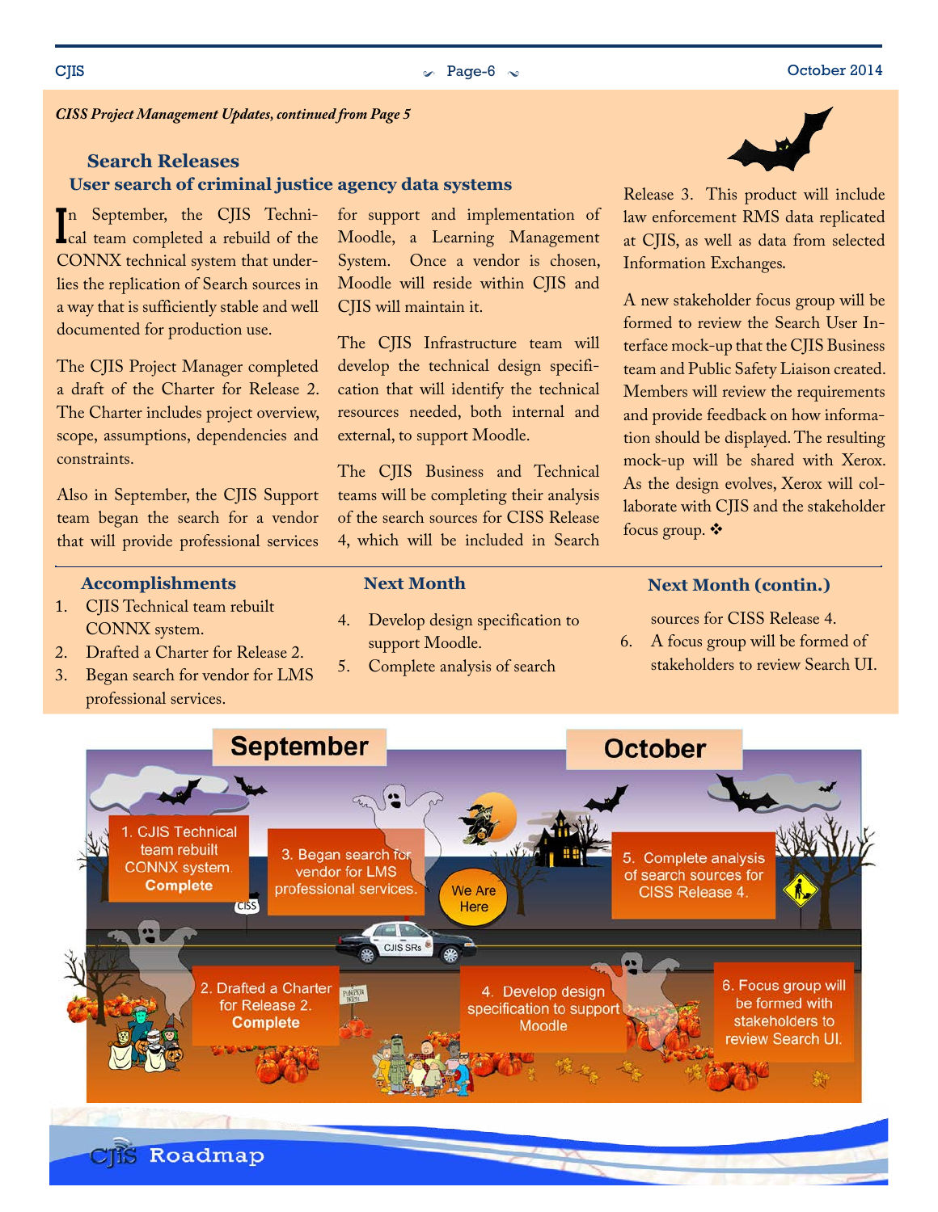*CISS Project Management Updates, continued from Page 5*

## Search Releases

### User search of criminal justice agency data systems

In September, the CJIS Technical team completed a rebuild of the CONNX technical system that underlies the replication of Search sources in a way that is sufficiently stable and well documented for production use.

The CJIS Project Manager completed a draft of the Charter for Release 2. The Charter includes project overview, scope, assumptions, dependencies and constraints.

Also in September, the CJIS Support team began the search for a vendor that will provide professional services for support and implementation of Moodle, a Learning Management System. Once a vendor is chosen, Moodle will reside within CJIS and CJIS will maintain it.

The CJIS Infrastructure team will develop the technical design specification that will identify the technical resources needed, both internal and external, to support Moodle.

The CJIS Business and Technical teams will be completing their analysis of the search sources for CISS Release 4, which will be included in Search Release 3. This product will include law enforcement RMS data replicated at CJIS, as well as data from selected Information Exchanges.

A new stakeholder focus group will be formed to review the Search User Interface mock-up that the CJIS Business team and Public Safety Liaison created. Members will review the requirements and provide feedback on how information should be displayed. The resulting mock-up will be shared with Xerox. As the design evolves, Xerox will collaborate with CJIS and the stakeholder focus group. ❖

### Accomplishments

1. CJIS Technical team rebuilt CONNX system.
2. Drafted a Charter for Release 2.
3. Began search for vendor for LMS professional services.

### Next Month

4. Develop design specification to support Moodle.
5. Complete analysis of search sources for CISS Release 4.
6. A focus group will be formed of stakeholders to review Search UI.

**September**

1. CJIS Technical team rebuilt CONNX system. **Complete**
2. Drafted a Charter for Release 2. **Complete**
3. Began search for vendor for LMS professional services.

We Are Here

**October**

4. Develop design specification to support Moodle
5. Complete analysis of search sources for CISS Release 4.
6. Focus group will be formed with stakeholders to review Search UI.

CJIS Roadmap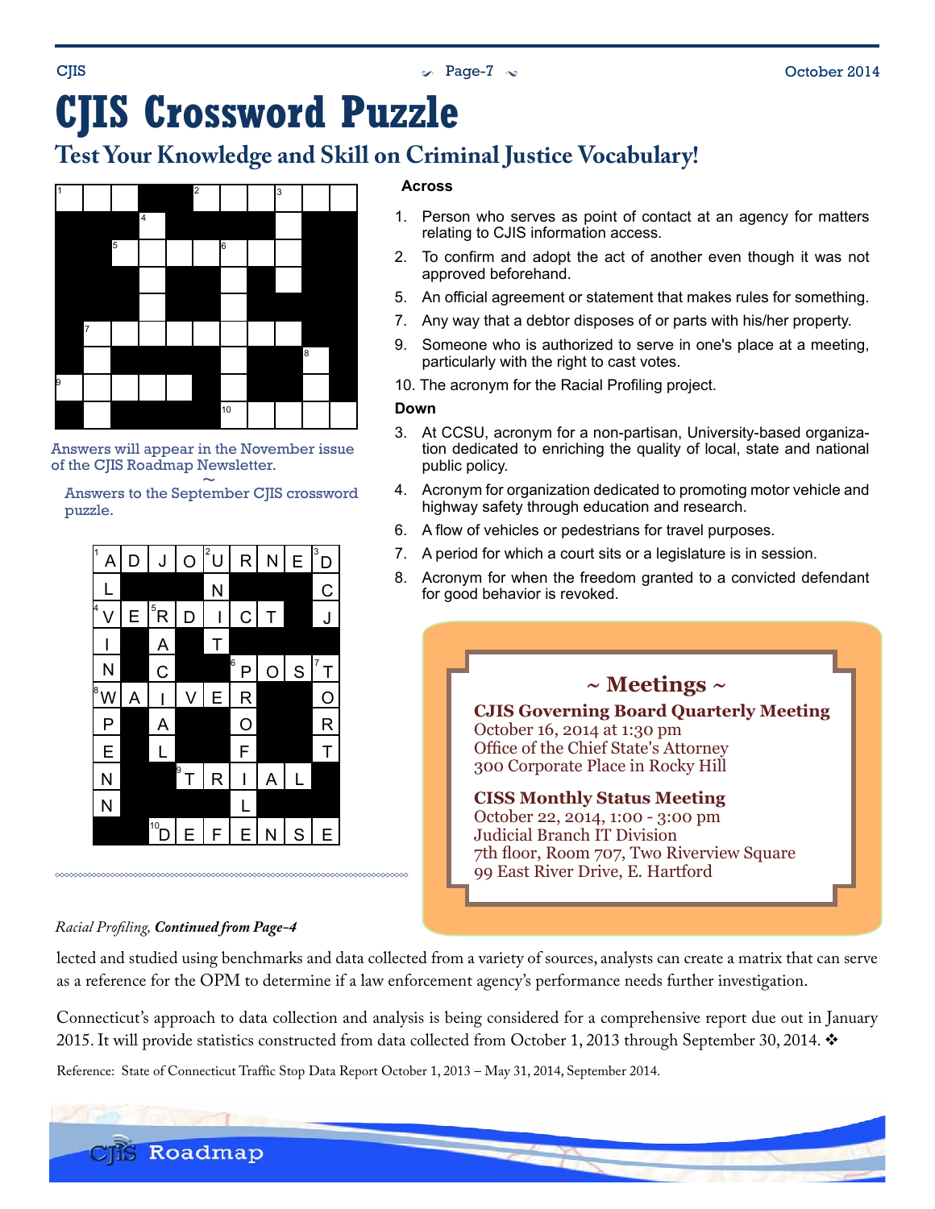# CJIS Crossword Puzzle

## Test Your Knowledge and Skill on Criminal Justice Vocabulary!

Answers will appear in the November issue of the CJIS Roadmap Newsletter.

~

Answers to the September CJIS crossword puzzle.

**Across**

1. Person who serves as point of contact at an agency for matters relating to CJIS information access.
2. To confirm and adopt the act of another even though it was not approved beforehand.
5. An official agreement or statement that makes rules for something.
7. Any way that a debtor disposes of or parts with his/her property.
9. Someone who is authorized to serve in one's place at a meeting, particularly with the right to cast votes.
10. The acronym for the Racial Profiling project.

**Down**

3. At CCSU, acronym for a non-partisan, University-based organization dedicated to enriching the quality of local, state and national public policy.
4. Acronym for organization dedicated to promoting motor vehicle and highway safety through education and research.
6. A flow of vehicles or pedestrians for travel purposes.
7. A period for which a court sits or a legislature is in session.
8. Acronym for when the freedom granted to a convicted defendant for good behavior is revoked.

### ~ Meetings ~

**CJIS Governing Board Quarterly Meeting**
October 16, 2014 at 1:30 pm
Office of the Chief State's Attorney
300 Corporate Place in Rocky Hill

**CISS Monthly Status Meeting**
October 22, 2014, 1:00 - 3:00 pm
Judicial Branch IT Division
7th floor, Room 707, Two Riverview Square
99 East River Drive, E. Hartford

*Racial Profiling,* ***Continued from Page-4***

lected and studied using benchmarks and data collected from a variety of sources, analysts can create a matrix that can serve as a reference for the OPM to determine if a law enforcement agency's performance needs further investigation.

Connecticut's approach to data collection and analysis is being considered for a comprehensive report due out in January 2015. It will provide statistics constructed from data collected from October 1, 2013 through September 30, 2014. ❖

Reference: State of Connecticut Traffic Stop Data Report October 1, 2013 – May 31, 2014, September 2014.